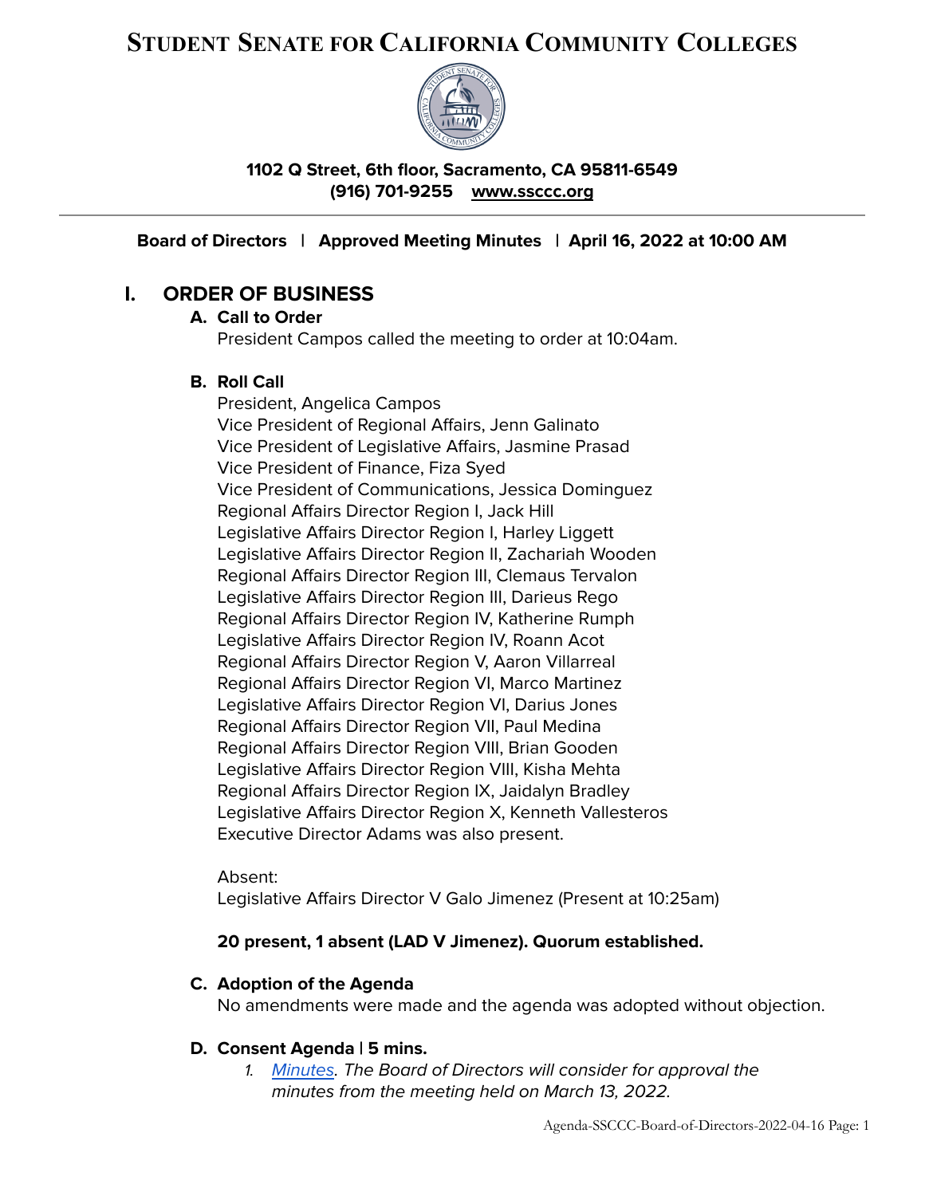# Student Senate for California Community Colleges

**1102 Q Street, 6th floor, Sacramento, CA 95811-6549**
**(916) 701-9255 www.ssccc.org**

---

**Board of Directors | Approved Meeting Minutes | April 16, 2022 at 10:00 AM**

## I. ORDER OF BUSINESS

### A. Call to Order

President Campos called the meeting to order at 10:04am.

### B. Roll Call

President, Angelica Campos
Vice President of Regional Affairs, Jenn Galinato
Vice President of Legislative Affairs, Jasmine Prasad
Vice President of Finance, Fiza Syed
Vice President of Communications, Jessica Dominguez
Regional Affairs Director Region I, Jack Hill
Legislative Affairs Director Region I, Harley Liggett
Legislative Affairs Director Region II, Zachariah Wooden
Regional Affairs Director Region III, Clemaus Tervalon
Legislative Affairs Director Region III, Darieus Rego
Regional Affairs Director Region IV, Katherine Rumph
Legislative Affairs Director Region IV, Roann Acot
Regional Affairs Director Region V, Aaron Villarreal
Regional Affairs Director Region VI, Marco Martinez
Legislative Affairs Director Region VI, Darius Jones
Regional Affairs Director Region VII, Paul Medina
Regional Affairs Director Region VIII, Brian Gooden
Legislative Affairs Director Region VIII, Kisha Mehta
Regional Affairs Director Region IX, Jaidalyn Bradley
Legislative Affairs Director Region X, Kenneth Vallesteros
Executive Director Adams was also present.

Absent:
Legislative Affairs Director V Galo Jimenez (Present at 10:25am)

**20 present, 1 absent (LAD V Jimenez). Quorum established.**

### C. Adoption of the Agenda

No amendments were made and the agenda was adopted without objection.

### D. Consent Agenda | 5 mins.

1. *Minutes. The Board of Directors will consider for approval the minutes from the meeting held on March 13, 2022.*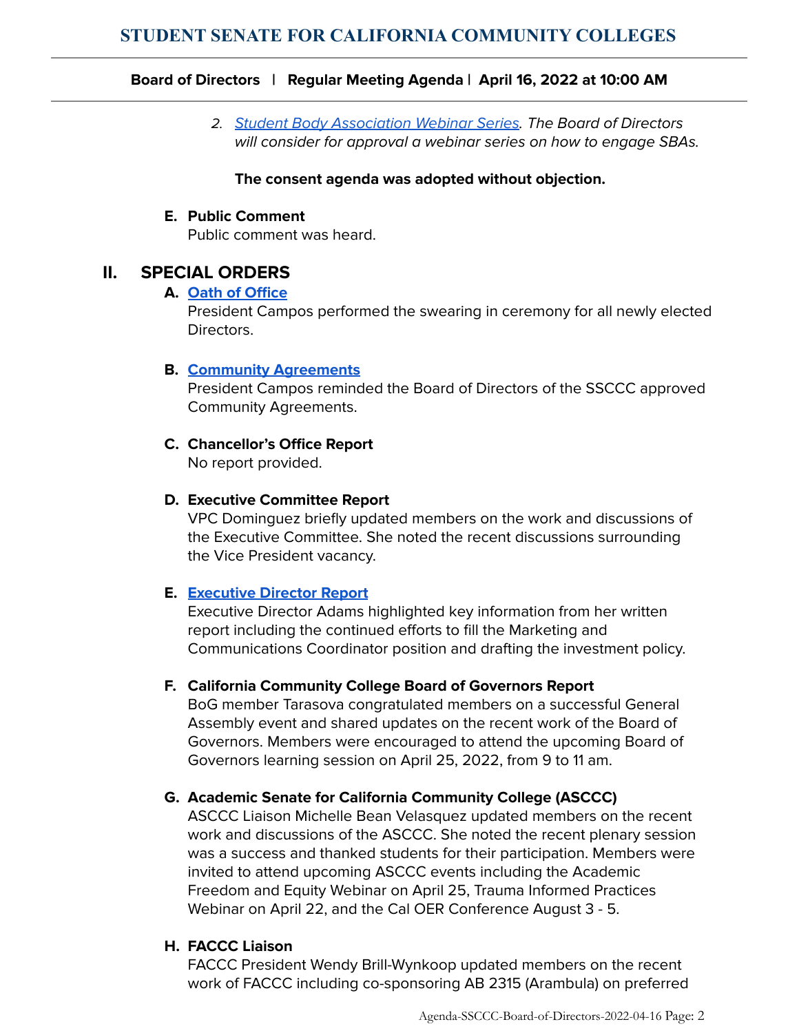2. *[Student Body Association Webinar Series](). The Board of Directors will consider for approval a webinar series on how to engage SBAs.*

**The consent agenda was adopted without objection.**

**E. Public Comment**
Public comment was heard.

## II. SPECIAL ORDERS

**A. [Oath of Office]()**
President Campos performed the swearing in ceremony for all newly elected Directors.

**B. [Community Agreements]()**
President Campos reminded the Board of Directors of the SSCCC approved Community Agreements.

**C. Chancellor's Office Report**
No report provided.

**D. Executive Committee Report**
VPC Dominguez briefly updated members on the work and discussions of the Executive Committee. She noted the recent discussions surrounding the Vice President vacancy.

**E. [Executive Director Report]()**
Executive Director Adams highlighted key information from her written report including the continued efforts to fill the Marketing and Communications Coordinator position and drafting the investment policy.

**F. California Community College Board of Governors Report**
BoG member Tarasova congratulated members on a successful General Assembly event and shared updates on the recent work of the Board of Governors. Members were encouraged to attend the upcoming Board of Governors learning session on April 25, 2022, from 9 to 11 am.

**G. Academic Senate for California Community College (ASCCC)**
ASCCC Liaison Michelle Bean Velasquez updated members on the recent work and discussions of the ASCCC. She noted the recent plenary session was a success and thanked students for their participation. Members were invited to attend upcoming ASCCC events including the Academic Freedom and Equity Webinar on April 25, Trauma Informed Practices Webinar on April 22, and the Cal OER Conference August 3 - 5.

**H. FACCC Liaison**
FACCC President Wendy Brill-Wynkoop updated members on the recent work of FACCC including co-sponsoring AB 2315 (Arambula) on preferred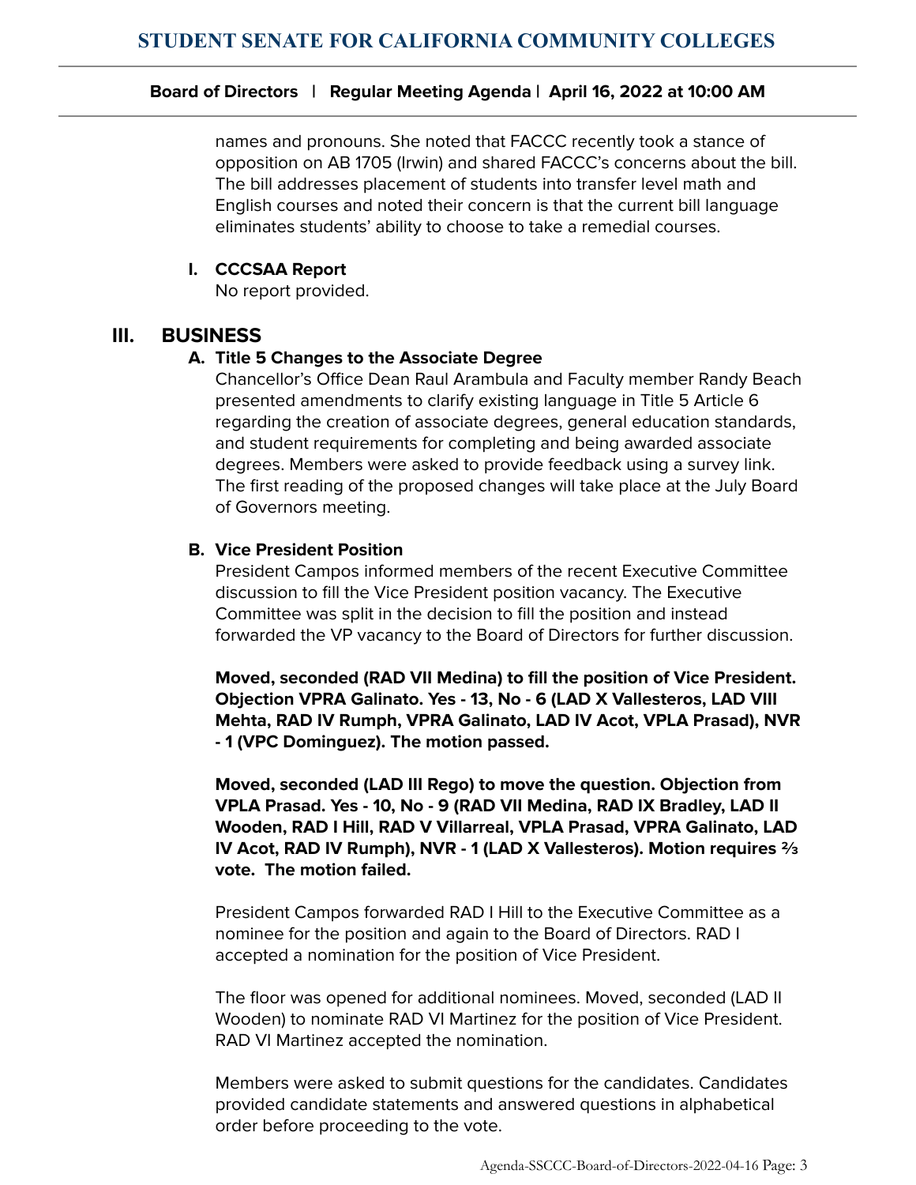names and pronouns. She noted that FACCC recently took a stance of opposition on AB 1705 (Irwin) and shared FACCC's concerns about the bill. The bill addresses placement of students into transfer level math and English courses and noted their concern is that the current bill language eliminates students' ability to choose to take a remedial courses.

**I. CCCSAA Report**

No report provided.

## III. BUSINESS

**A. Title 5 Changes to the Associate Degree**

Chancellor's Office Dean Raul Arambula and Faculty member Randy Beach presented amendments to clarify existing language in Title 5 Article 6 regarding the creation of associate degrees, general education standards, and student requirements for completing and being awarded associate degrees. Members were asked to provide feedback using a survey link. The first reading of the proposed changes will take place at the July Board of Governors meeting.

**B. Vice President Position**

President Campos informed members of the recent Executive Committee discussion to fill the Vice President position vacancy. The Executive Committee was split in the decision to fill the position and instead forwarded the VP vacancy to the Board of Directors for further discussion.

**Moved, seconded (RAD VII Medina) to fill the position of Vice President. Objection VPRA Galinato. Yes - 13, No - 6 (LAD X Vallesteros, LAD VIII Mehta, RAD IV Rumph, VPRA Galinato, LAD IV Acot, VPLA Prasad), NVR - 1 (VPC Dominguez). The motion passed.**

**Moved, seconded (LAD III Rego) to move the question. Objection from VPLA Prasad. Yes - 10, No - 9 (RAD VII Medina, RAD IX Bradley, LAD II Wooden, RAD I Hill, RAD V Villarreal, VPLA Prasad, VPRA Galinato, LAD IV Acot, RAD IV Rumph), NVR - 1 (LAD X Vallesteros). Motion requires ⅔ vote. The motion failed.**

President Campos forwarded RAD I Hill to the Executive Committee as a nominee for the position and again to the Board of Directors. RAD I accepted a nomination for the position of Vice President.

The floor was opened for additional nominees. Moved, seconded (LAD II Wooden) to nominate RAD VI Martinez for the position of Vice President. RAD VI Martinez accepted the nomination.

Members were asked to submit questions for the candidates. Candidates provided candidate statements and answered questions in alphabetical order before proceeding to the vote.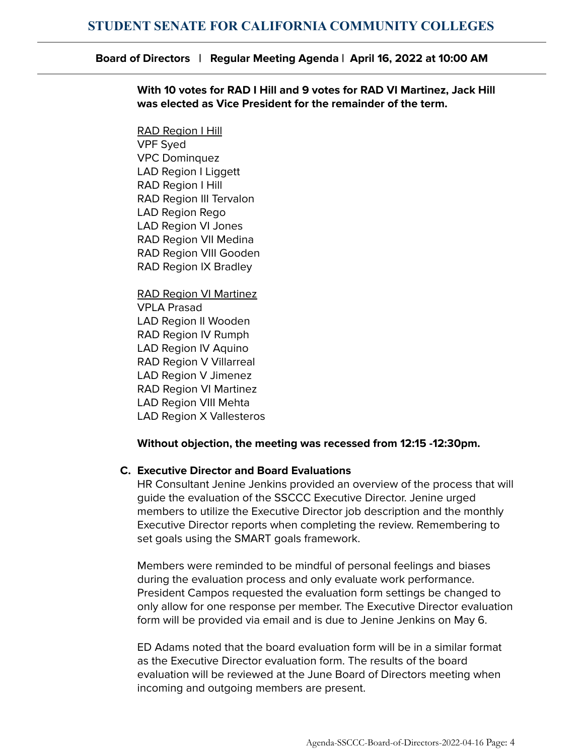**With 10 votes for RAD I Hill and 9 votes for RAD VI Martinez, Jack Hill was elected as Vice President for the remainder of the term.**

<u>RAD Region I Hill</u>
VPF Syed
VPC Dominquez
LAD Region I Liggett
RAD Region I Hill
RAD Region III Tervalon
LAD Region Rego
LAD Region VI Jones
RAD Region VII Medina
RAD Region VIII Gooden
RAD Region IX Bradley

<u>RAD Region VI Martinez</u>
VPLA Prasad
LAD Region II Wooden
RAD Region IV Rumph
LAD Region IV Aquino
RAD Region V Villarreal
LAD Region V Jimenez
RAD Region VI Martinez
LAD Region VIII Mehta
LAD Region X Vallesteros

**Without objection, the meeting was recessed from 12:15 -12:30pm.**

**C. Executive Director and Board Evaluations**

HR Consultant Jenine Jenkins provided an overview of the process that will guide the evaluation of the SSCCC Executive Director. Jenine urged members to utilize the Executive Director job description and the monthly Executive Director reports when completing the review. Remembering to set goals using the SMART goals framework.

Members were reminded to be mindful of personal feelings and biases during the evaluation process and only evaluate work performance. President Campos requested the evaluation form settings be changed to only allow for one response per member. The Executive Director evaluation form will be provided via email and is due to Jenine Jenkins on May 6.

ED Adams noted that the board evaluation form will be in a similar format as the Executive Director evaluation form. The results of the board evaluation will be reviewed at the June Board of Directors meeting when incoming and outgoing members are present.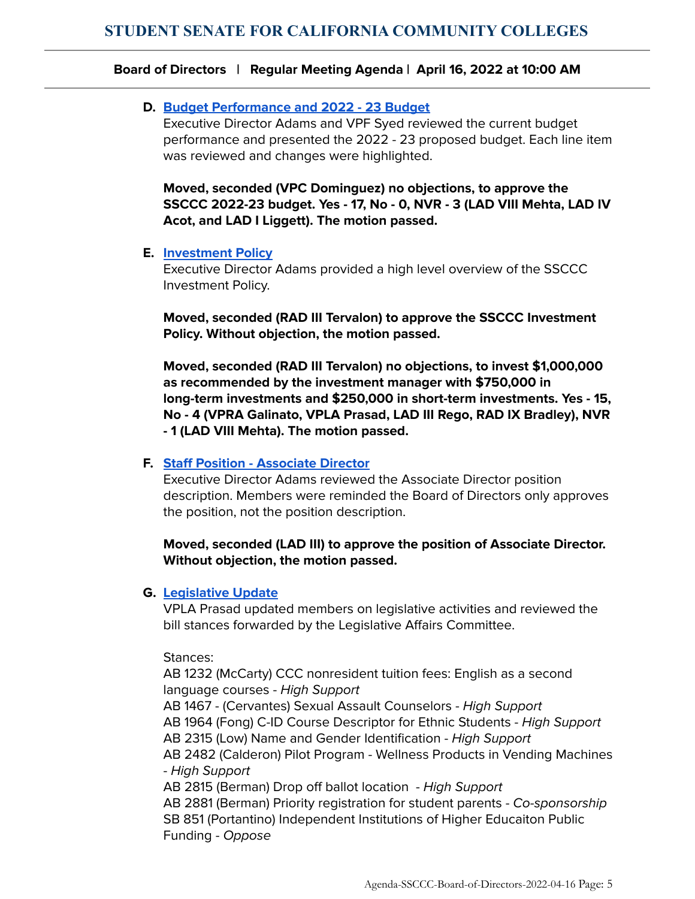**D. [Budget Performance and 2022 - 23 Budget]**

Executive Director Adams and VPF Syed reviewed the current budget performance and presented the 2022 - 23 proposed budget. Each line item was reviewed and changes were highlighted.

**Moved, seconded (VPC Dominguez) no objections, to approve the SSCCC 2022-23 budget. Yes - 17, No - 0, NVR - 3 (LAD VIII Mehta, LAD IV Acot, and LAD I Liggett). The motion passed.**

**E. [Investment Policy]**

Executive Director Adams provided a high level overview of the SSCCC Investment Policy.

**Moved, seconded (RAD III Tervalon) to approve the SSCCC Investment Policy. Without objection, the motion passed.**

**Moved, seconded (RAD III Tervalon) no objections, to invest $1,000,000 as recommended by the investment manager with $750,000 in long-term investments and $250,000 in short-term investments. Yes - 15, No - 4 (VPRA Galinato, VPLA Prasad, LAD III Rego, RAD IX Bradley), NVR - 1 (LAD VIII Mehta). The motion passed.**

**F. [Staff Position - Associate Director]**

Executive Director Adams reviewed the Associate Director position description. Members were reminded the Board of Directors only approves the position, not the position description.

**Moved, seconded (LAD III) to approve the position of Associate Director. Without objection, the motion passed.**

**G. [Legislative Update]**

VPLA Prasad updated members on legislative activities and reviewed the bill stances forwarded by the Legislative Affairs Committee.

Stances:
AB 1232 (McCarty) CCC nonresident tuition fees: English as a second language courses - *High Support*
AB 1467 - (Cervantes) Sexual Assault Counselors - *High Support*
AB 1964 (Fong) C-ID Course Descriptor for Ethnic Students - *High Support*
AB 2315 (Low) Name and Gender Identification - *High Support*
AB 2482 (Calderon) Pilot Program - Wellness Products in Vending Machines - *High Support*
AB 2815 (Berman) Drop off ballot location - *High Support*
AB 2881 (Berman) Priority registration for student parents - *Co-sponsorship*
SB 851 (Portantino) Independent Institutions of Higher Educaiton Public Funding - *Oppose*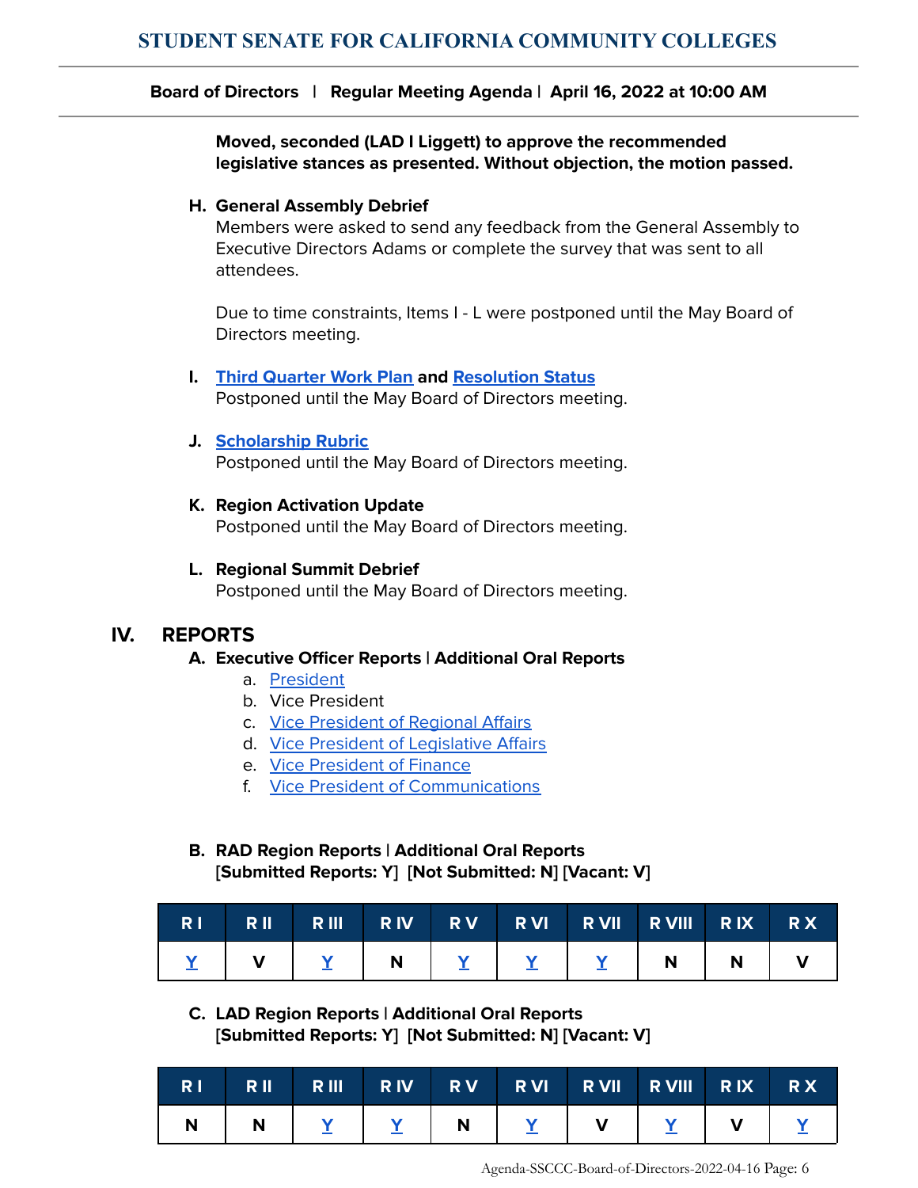**Moved, seconded (LAD I Liggett) to approve the recommended legislative stances as presented. Without objection, the motion passed.**

**H. General Assembly Debrief**

Members were asked to send any feedback from the General Assembly to Executive Directors Adams or complete the survey that was sent to all attendees.

Due to time constraints, Items I - L were postponed until the May Board of Directors meeting.

**I. Third Quarter Work Plan and Resolution Status**

Postponed until the May Board of Directors meeting.

**J. Scholarship Rubric**

Postponed until the May Board of Directors meeting.

**K. Region Activation Update**

Postponed until the May Board of Directors meeting.

**L. Regional Summit Debrief**

Postponed until the May Board of Directors meeting.

## IV. REPORTS

**A. Executive Officer Reports | Additional Oral Reports**

a. President
b. Vice President
c. Vice President of Regional Affairs
d. Vice President of Legislative Affairs
e. Vice President of Finance
f. Vice President of Communications

**B. RAD Region Reports | Additional Oral Reports**
**[Submitted Reports: Y] [Not Submitted: N] [Vacant: V]**

| R I | R II | R III | R IV | R V | R VI | R VII | R VIII | R IX | R X |
|---|---|---|---|---|---|---|---|---|---|
| Y | V | Y | N | Y | Y | Y | N | N | V |

**C. LAD Region Reports | Additional Oral Reports**
**[Submitted Reports: Y] [Not Submitted: N] [Vacant: V]**

| R I | R II | R III | R IV | R V | R VI | R VII | R VIII | R IX | R X |
|---|---|---|---|---|---|---|---|---|---|
| N | N | Y | Y | N | Y | V | Y | V | Y |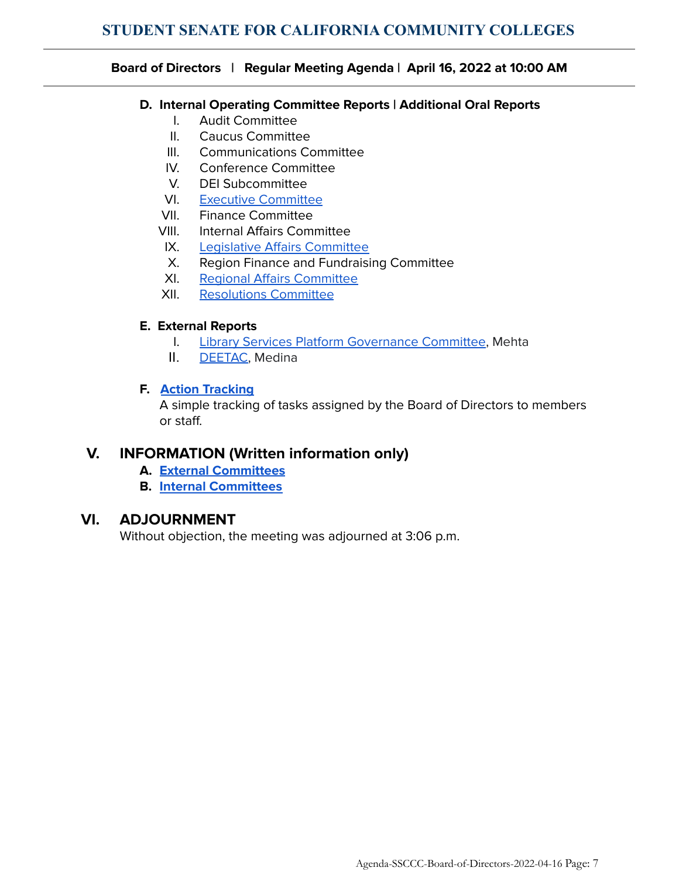D. **Internal Operating Committee Reports | Additional Oral Reports**

I. Audit Committee
II. Caucus Committee
III. Communications Committee
IV. Conference Committee
V. DEI Subcommittee
VI. Executive Committee
VII. Finance Committee
VIII. Internal Affairs Committee
IX. Legislative Affairs Committee
X. Region Finance and Fundraising Committee
XI. Regional Affairs Committee
XII. Resolutions Committee

E. **External Reports**

I. Library Services Platform Governance Committee, Mehta
II. DEETAC, Medina

F. **Action Tracking**

A simple tracking of tasks assigned by the Board of Directors to members or staff.

## V. INFORMATION (Written information only)

A. **External Committees**
B. **Internal Committees**

## VI. ADJOURNMENT

Without objection, the meeting was adjourned at 3:06 p.m.